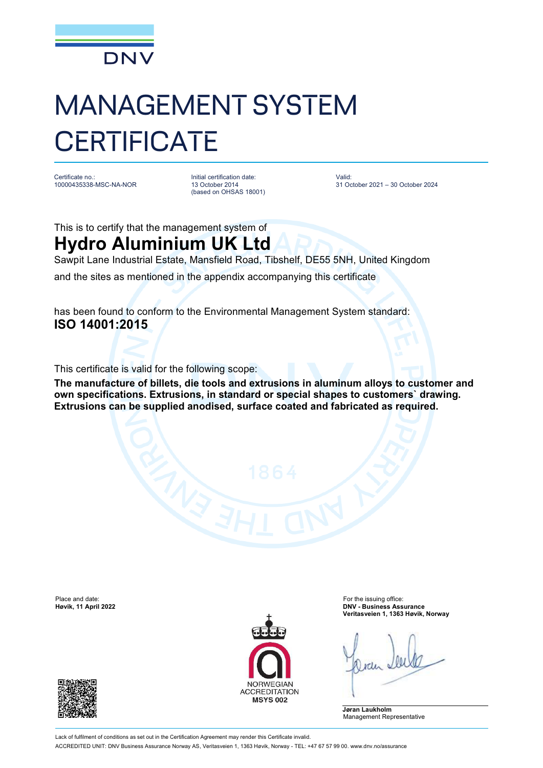DNV

# MANAGEMENT SYSTEM CERTIFICATE

Certificate no.:
10000435338-MSC-NA-NOR

Initial certification date:
13 October 2014
(based on OHSAS 18001)

Valid:
31 October 2021 – 30 October 2024

This is to certify that the management system of

## Hydro Aluminium UK Ltd

Sawpit Lane Industrial Estate, Mansfield Road, Tibshelf, DE55 5NH, United Kingdom

and the sites as mentioned in the appendix accompanying this certificate

has been found to conform to the Environmental Management System standard:

**ISO 14001:2015**

This certificate is valid for the following scope:

**The manufacture of billets, die tools and extrusions in aluminum alloys to customer and own specifications. Extrusions, in standard or special shapes to customers` drawing. Extrusions can be supplied anodised, surface coated and fabricated as required.**

Place and date:
**Høvik, 11 April 2022**

For the issuing office:
**DNV - Business Assurance**
**Veritasveien 1, 1363 Høvik, Norway**

NORWEGIAN ACCREDITATION
**MSYS 002**

**Jøran Laukholm**
Management Representative

Lack of fulfilment of conditions as set out in the Certification Agreement may render this Certificate invalid.

ACCREDITED UNIT: DNV Business Assurance Norway AS, Veritasveien 1, 1363 Høvik, Norway - TEL: +47 67 57 99 00. www.dnv.no/assurance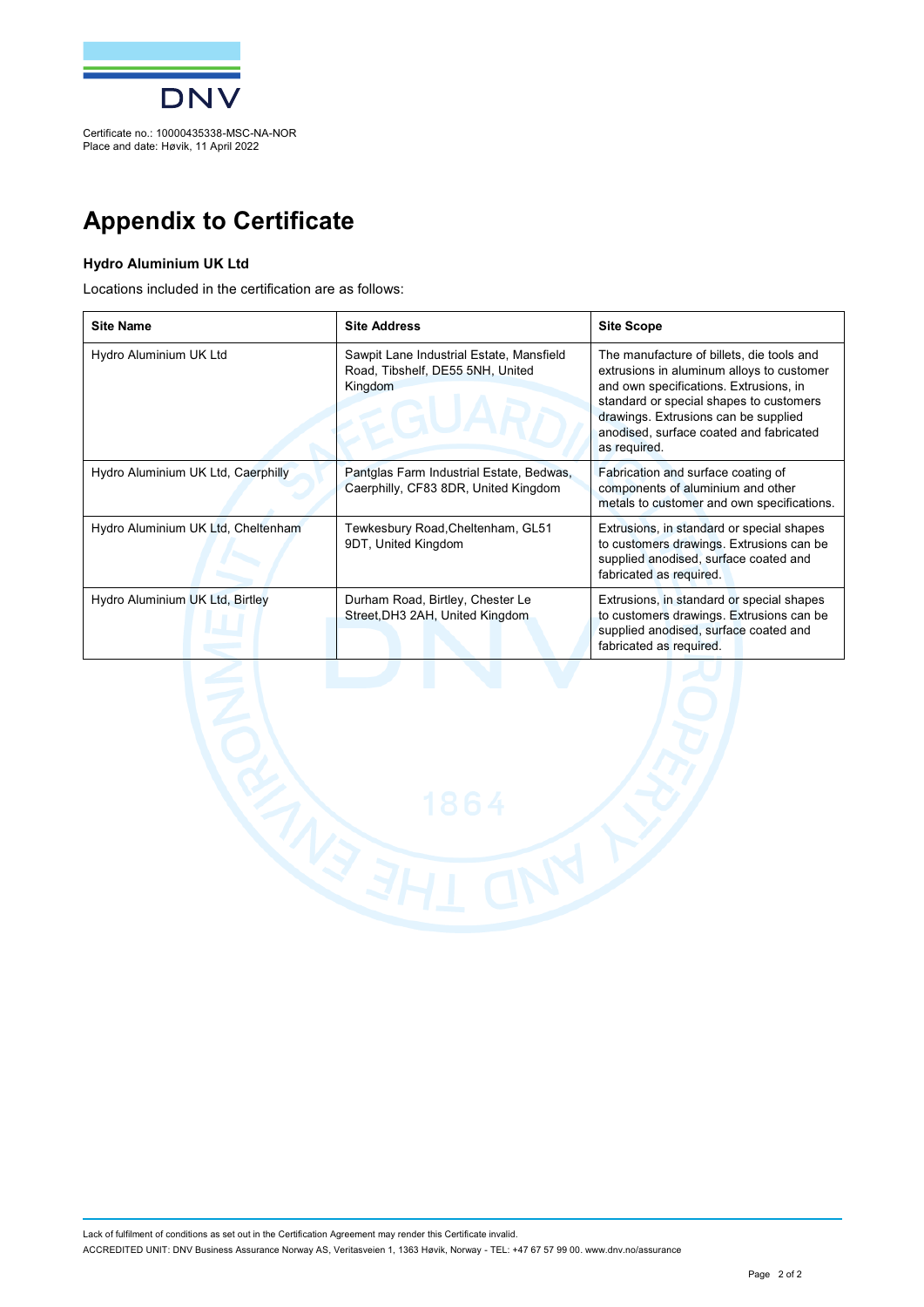Certificate no.: 10000435338-MSC-NA-NOR
Place and date: Høvik, 11 April 2022

# Appendix to Certificate

**Hydro Aluminium UK Ltd**

Locations included in the certification are as follows:

| Site Name | Site Address | Site Scope |
|---|---|---|
| Hydro Aluminium UK Ltd | Sawpit Lane Industrial Estate, Mansfield Road, Tibshelf, DE55 5NH, United Kingdom | The manufacture of billets, die tools and extrusions in aluminum alloys to customer and own specifications. Extrusions, in standard or special shapes to customers drawings. Extrusions can be supplied anodised, surface coated and fabricated as required. |
| Hydro Aluminium UK Ltd, Caerphilly | Pantglas Farm Industrial Estate, Bedwas, Caerphilly, CF83 8DR, United Kingdom | Fabrication and surface coating of components of aluminium and other metals to customer and own specifications. |
| Hydro Aluminium UK Ltd, Cheltenham | Tewkesbury Road,Cheltenham, GL51 9DT, United Kingdom | Extrusions, in standard or special shapes to customers drawings. Extrusions can be supplied anodised, surface coated and fabricated as required. |
| Hydro Aluminium UK Ltd, Birtley | Durham Road, Birtley, Chester Le Street,DH3 2AH, United Kingdom | Extrusions, in standard or special shapes to customers drawings. Extrusions can be supplied anodised, surface coated and fabricated as required. |

Lack of fulfilment of conditions as set out in the Certification Agreement may render this Certificate invalid.

ACCREDITED UNIT: DNV Business Assurance Norway AS, Veritasveien 1, 1363 Høvik, Norway - TEL: +47 67 57 99 00. www.dnv.no/assurance